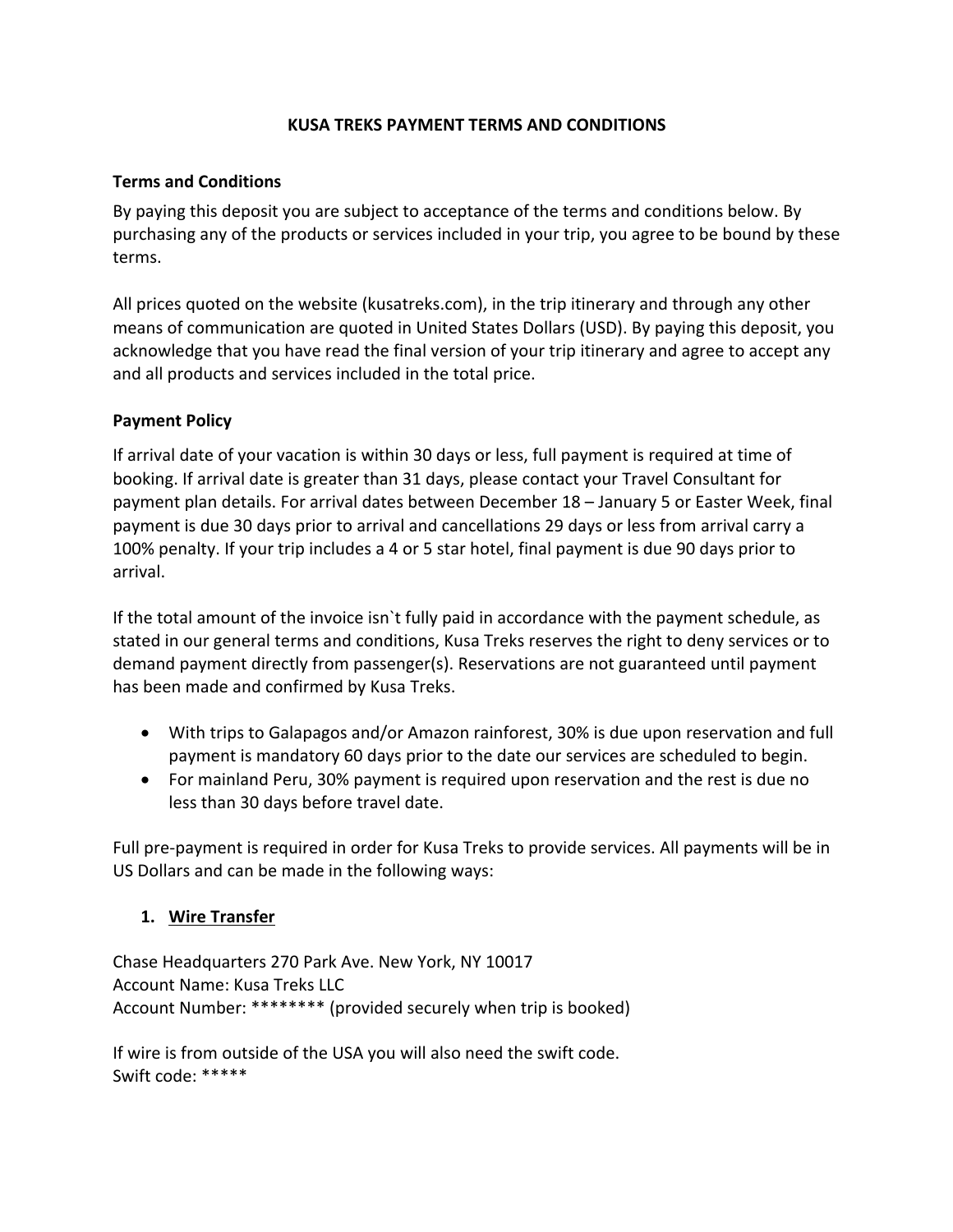# KUSA TREKS PAYMENT TERMS AND CONDITIONS

## Terms and Conditions

By paying this deposit you are subject to acceptance of the terms and conditions below. By purchasing any of the products or services included in your trip, you agree to be bound by these terms.

All prices quoted on the website (kusatreks.com), in the trip itinerary and through any other means of communication are quoted in United States Dollars (USD). By paying this deposit, you acknowledge that you have read the final version of your trip itinerary and agree to accept any and all products and services included in the total price.

## Payment Policy

If arrival date of your vacation is within 30 days or less, full payment is required at time of booking. If arrival date is greater than 31 days, please contact your Travel Consultant for payment plan details. For arrival dates between December 18 – January 5 or Easter Week, final payment is due 30 days prior to arrival and cancellations 29 days or less from arrival carry a 100% penalty. If your trip includes a 4 or 5 star hotel, final payment is due 90 days prior to arrival.

If the total amount of the invoice isn`t fully paid in accordance with the payment schedule, as stated in our general terms and conditions, Kusa Treks reserves the right to deny services or to demand payment directly from passenger(s). Reservations are not guaranteed until payment has been made and confirmed by Kusa Treks.

- With trips to Galapagos and/or Amazon rainforest, 30% is due upon reservation and full payment is mandatory 60 days prior to the date our services are scheduled to begin.
- For mainland Peru, 30% payment is required upon reservation and the rest is due no less than 30 days before travel date.

Full pre-payment is required in order for Kusa Treks to provide services. All payments will be in US Dollars and can be made in the following ways:

1. <u>**Wire Transfer**</u>

Chase Headquarters 270 Park Ave. New York, NY 10017
Account Name: Kusa Treks LLC
Account Number: ******** (provided securely when trip is booked)

If wire is from outside of the USA you will also need the swift code.
Swift code: *****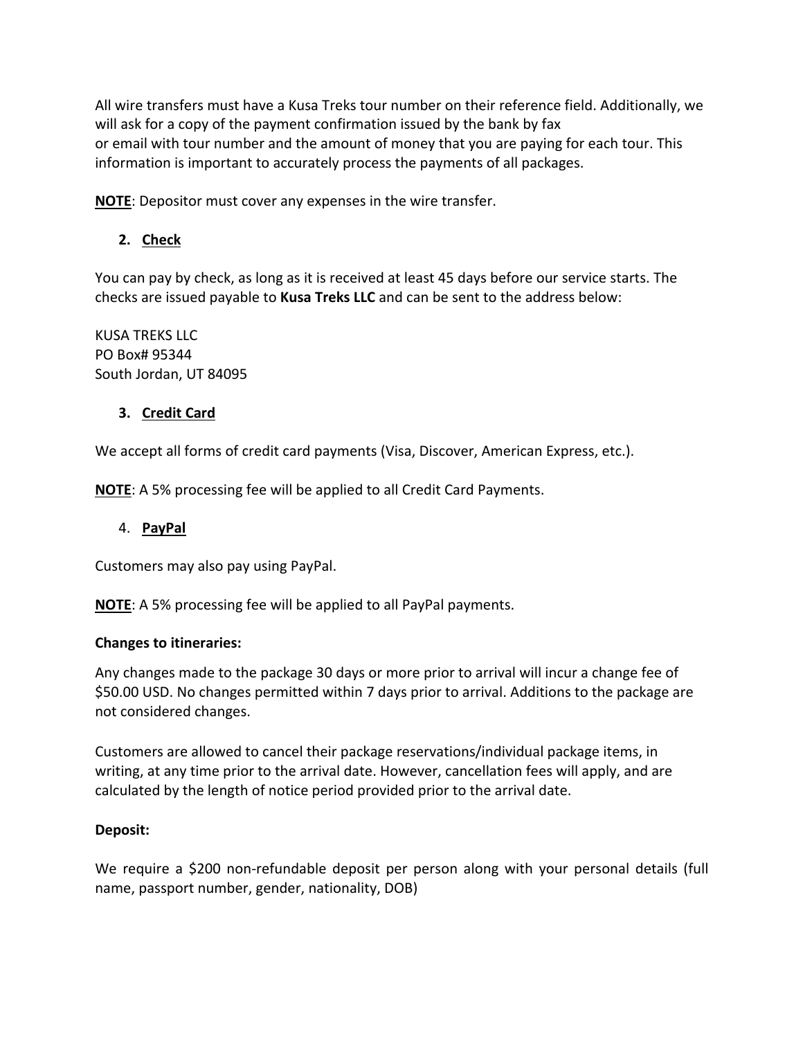All wire transfers must have a Kusa Treks tour number on their reference field. Additionally, we will ask for a copy of the payment confirmation issued by the bank by fax or email with tour number and the amount of money that you are paying for each tour. This information is important to accurately process the payments of all packages.

**NOTE**: Depositor must cover any expenses in the wire transfer.

2. **Check**

You can pay by check, as long as it is received at least 45 days before our service starts. The checks are issued payable to **Kusa Treks LLC** and can be sent to the address below:

KUSA TREKS LLC
PO Box# 95344
South Jordan, UT 84095

3. **Credit Card**

We accept all forms of credit card payments (Visa, Discover, American Express, etc.).

**NOTE**: A 5% processing fee will be applied to all Credit Card Payments.

4. **PayPal**

Customers may also pay using PayPal.

**NOTE**: A 5% processing fee will be applied to all PayPal payments.

**Changes to itineraries:**

Any changes made to the package 30 days or more prior to arrival will incur a change fee of $50.00 USD. No changes permitted within 7 days prior to arrival. Additions to the package are not considered changes.

Customers are allowed to cancel their package reservations/individual package items, in writing, at any time prior to the arrival date. However, cancellation fees will apply, and are calculated by the length of notice period provided prior to the arrival date.

**Deposit:**

We require a $200 non-refundable deposit per person along with your personal details (full name, passport number, gender, nationality, DOB)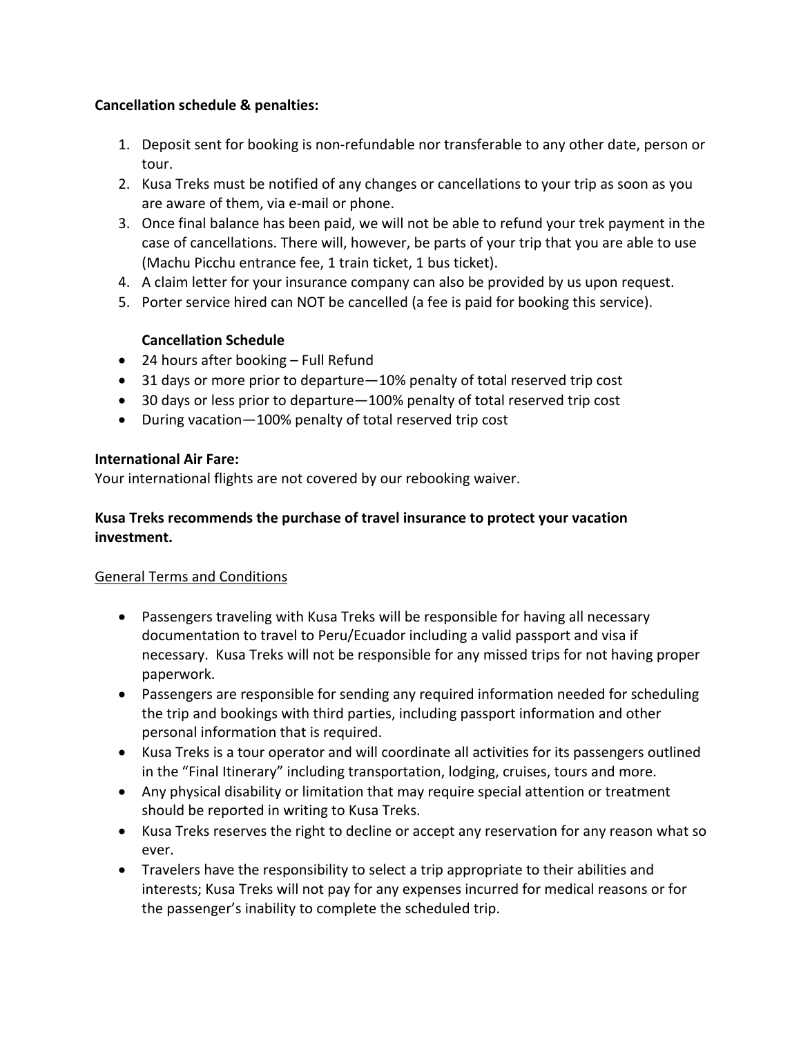**Cancellation schedule & penalties:**

1. Deposit sent for booking is non-refundable nor transferable to any other date, person or tour.
2. Kusa Treks must be notified of any changes or cancellations to your trip as soon as you are aware of them, via e-mail or phone.
3. Once final balance has been paid, we will not be able to refund your trek payment in the case of cancellations. There will, however, be parts of your trip that you are able to use (Machu Picchu entrance fee, 1 train ticket, 1 bus ticket).
4. A claim letter for your insurance company can also be provided by us upon request.
5. Porter service hired can NOT be cancelled (a fee is paid for booking this service).

**Cancellation Schedule**

- 24 hours after booking – Full Refund
- 31 days or more prior to departure—10% penalty of total reserved trip cost
- 30 days or less prior to departure—100% penalty of total reserved trip cost
- During vacation—100% penalty of total reserved trip cost

**International Air Fare:**
Your international flights are not covered by our rebooking waiver.

**Kusa Treks recommends the purchase of travel insurance to protect your vacation investment.**

General Terms and Conditions

- Passengers traveling with Kusa Treks will be responsible for having all necessary documentation to travel to Peru/Ecuador including a valid passport and visa if necessary. Kusa Treks will not be responsible for any missed trips for not having proper paperwork.
- Passengers are responsible for sending any required information needed for scheduling the trip and bookings with third parties, including passport information and other personal information that is required.
- Kusa Treks is a tour operator and will coordinate all activities for its passengers outlined in the "Final Itinerary" including transportation, lodging, cruises, tours and more.
- Any physical disability or limitation that may require special attention or treatment should be reported in writing to Kusa Treks.
- Kusa Treks reserves the right to decline or accept any reservation for any reason what so ever.
- Travelers have the responsibility to select a trip appropriate to their abilities and interests; Kusa Treks will not pay for any expenses incurred for medical reasons or for the passenger's inability to complete the scheduled trip.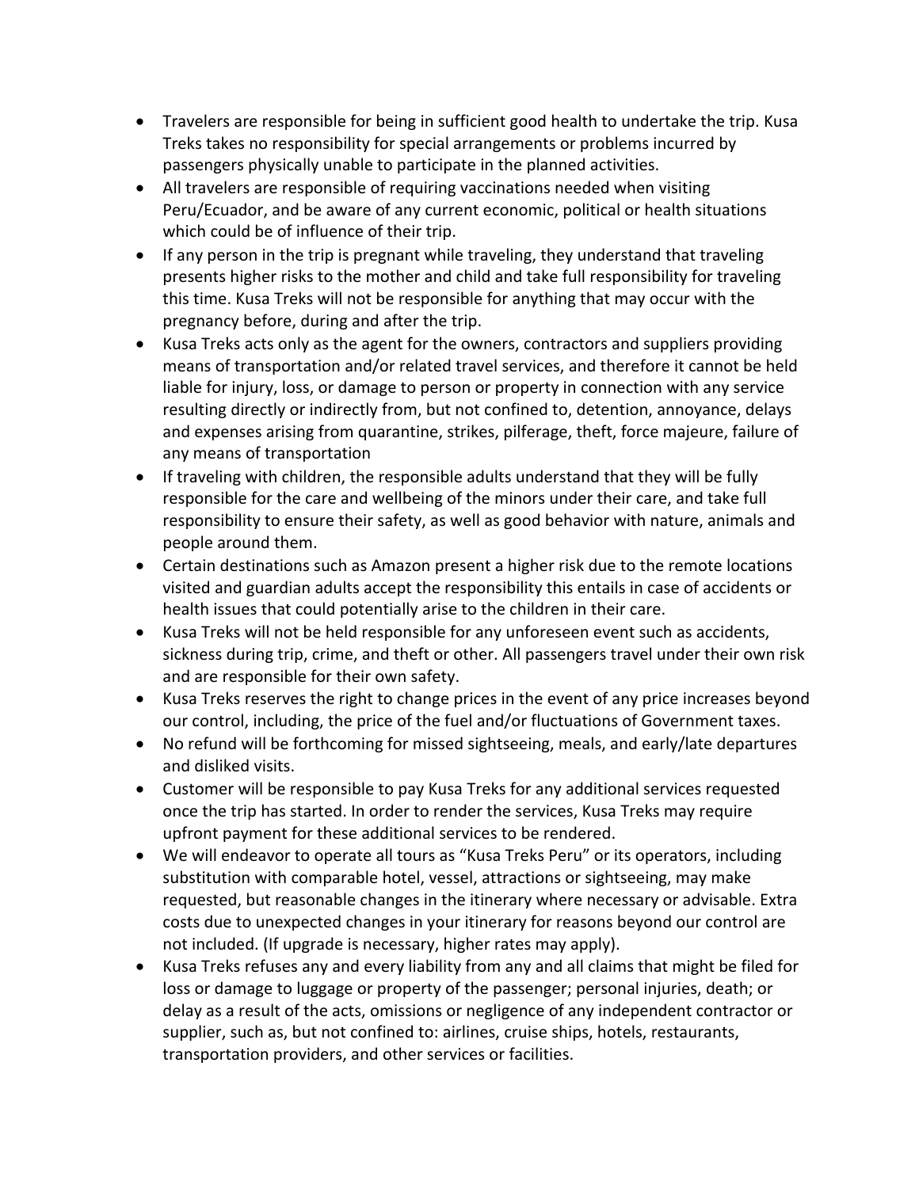- Travelers are responsible for being in sufficient good health to undertake the trip. Kusa Treks takes no responsibility for special arrangements or problems incurred by passengers physically unable to participate in the planned activities.
- All travelers are responsible of requiring vaccinations needed when visiting Peru/Ecuador, and be aware of any current economic, political or health situations which could be of influence of their trip.
- If any person in the trip is pregnant while traveling, they understand that traveling presents higher risks to the mother and child and take full responsibility for traveling this time. Kusa Treks will not be responsible for anything that may occur with the pregnancy before, during and after the trip.
- Kusa Treks acts only as the agent for the owners, contractors and suppliers providing means of transportation and/or related travel services, and therefore it cannot be held liable for injury, loss, or damage to person or property in connection with any service resulting directly or indirectly from, but not confined to, detention, annoyance, delays and expenses arising from quarantine, strikes, pilferage, theft, force majeure, failure of any means of transportation
- If traveling with children, the responsible adults understand that they will be fully responsible for the care and wellbeing of the minors under their care, and take full responsibility to ensure their safety, as well as good behavior with nature, animals and people around them.
- Certain destinations such as Amazon present a higher risk due to the remote locations visited and guardian adults accept the responsibility this entails in case of accidents or health issues that could potentially arise to the children in their care.
- Kusa Treks will not be held responsible for any unforeseen event such as accidents, sickness during trip, crime, and theft or other. All passengers travel under their own risk and are responsible for their own safety.
- Kusa Treks reserves the right to change prices in the event of any price increases beyond our control, including, the price of the fuel and/or fluctuations of Government taxes.
- No refund will be forthcoming for missed sightseeing, meals, and early/late departures and disliked visits.
- Customer will be responsible to pay Kusa Treks for any additional services requested once the trip has started. In order to render the services, Kusa Treks may require upfront payment for these additional services to be rendered.
- We will endeavor to operate all tours as "Kusa Treks Peru" or its operators, including substitution with comparable hotel, vessel, attractions or sightseeing, may make requested, but reasonable changes in the itinerary where necessary or advisable. Extra costs due to unexpected changes in your itinerary for reasons beyond our control are not included. (If upgrade is necessary, higher rates may apply).
- Kusa Treks refuses any and every liability from any and all claims that might be filed for loss or damage to luggage or property of the passenger; personal injuries, death; or delay as a result of the acts, omissions or negligence of any independent contractor or supplier, such as, but not confined to: airlines, cruise ships, hotels, restaurants, transportation providers, and other services or facilities.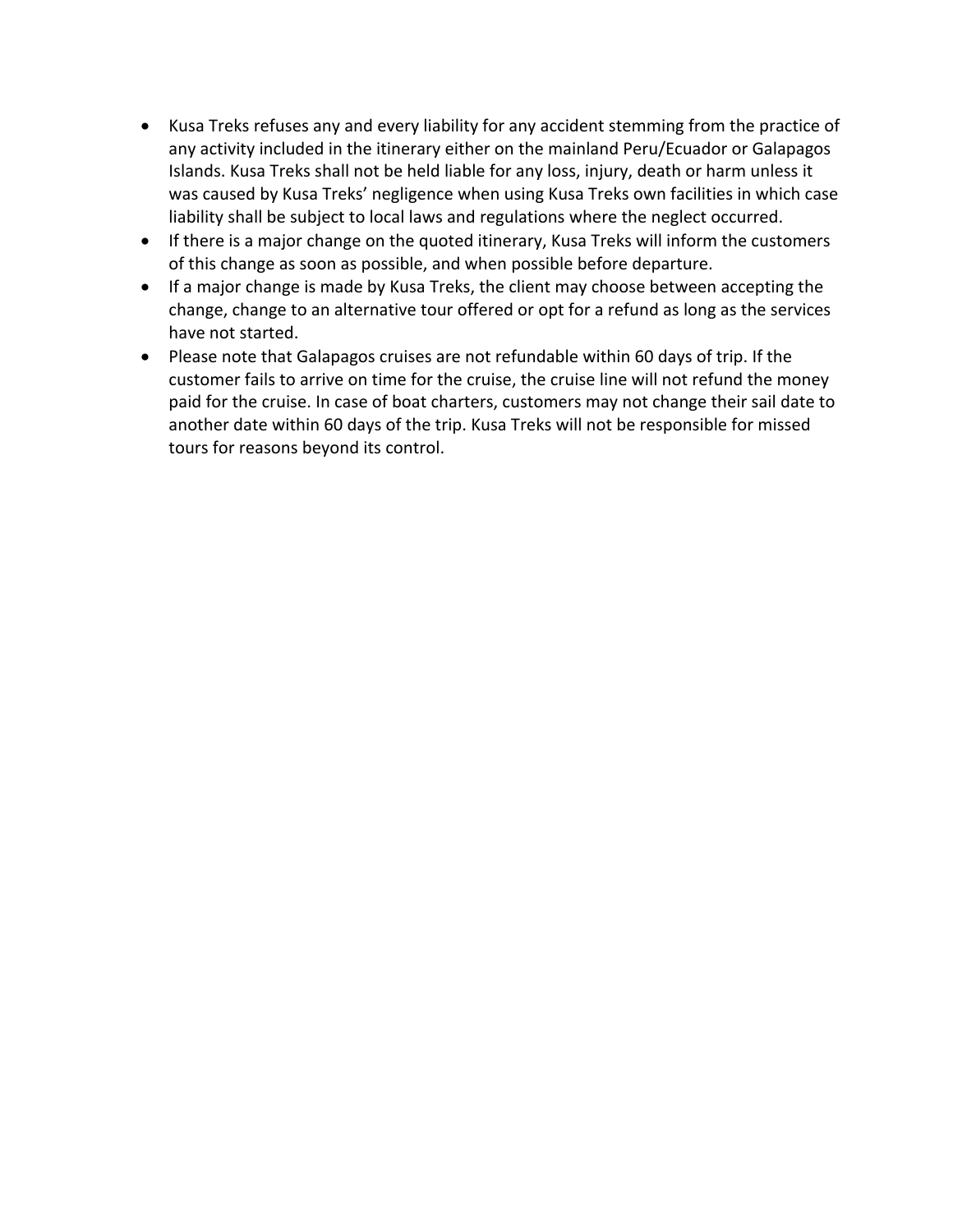- Kusa Treks refuses any and every liability for any accident stemming from the practice of any activity included in the itinerary either on the mainland Peru/Ecuador or Galapagos Islands. Kusa Treks shall not be held liable for any loss, injury, death or harm unless it was caused by Kusa Treks' negligence when using Kusa Treks own facilities in which case liability shall be subject to local laws and regulations where the neglect occurred.
- If there is a major change on the quoted itinerary, Kusa Treks will inform the customers of this change as soon as possible, and when possible before departure.
- If a major change is made by Kusa Treks, the client may choose between accepting the change, change to an alternative tour offered or opt for a refund as long as the services have not started.
- Please note that Galapagos cruises are not refundable within 60 days of trip. If the customer fails to arrive on time for the cruise, the cruise line will not refund the money paid for the cruise. In case of boat charters, customers may not change their sail date to another date within 60 days of the trip. Kusa Treks will not be responsible for missed tours for reasons beyond its control.